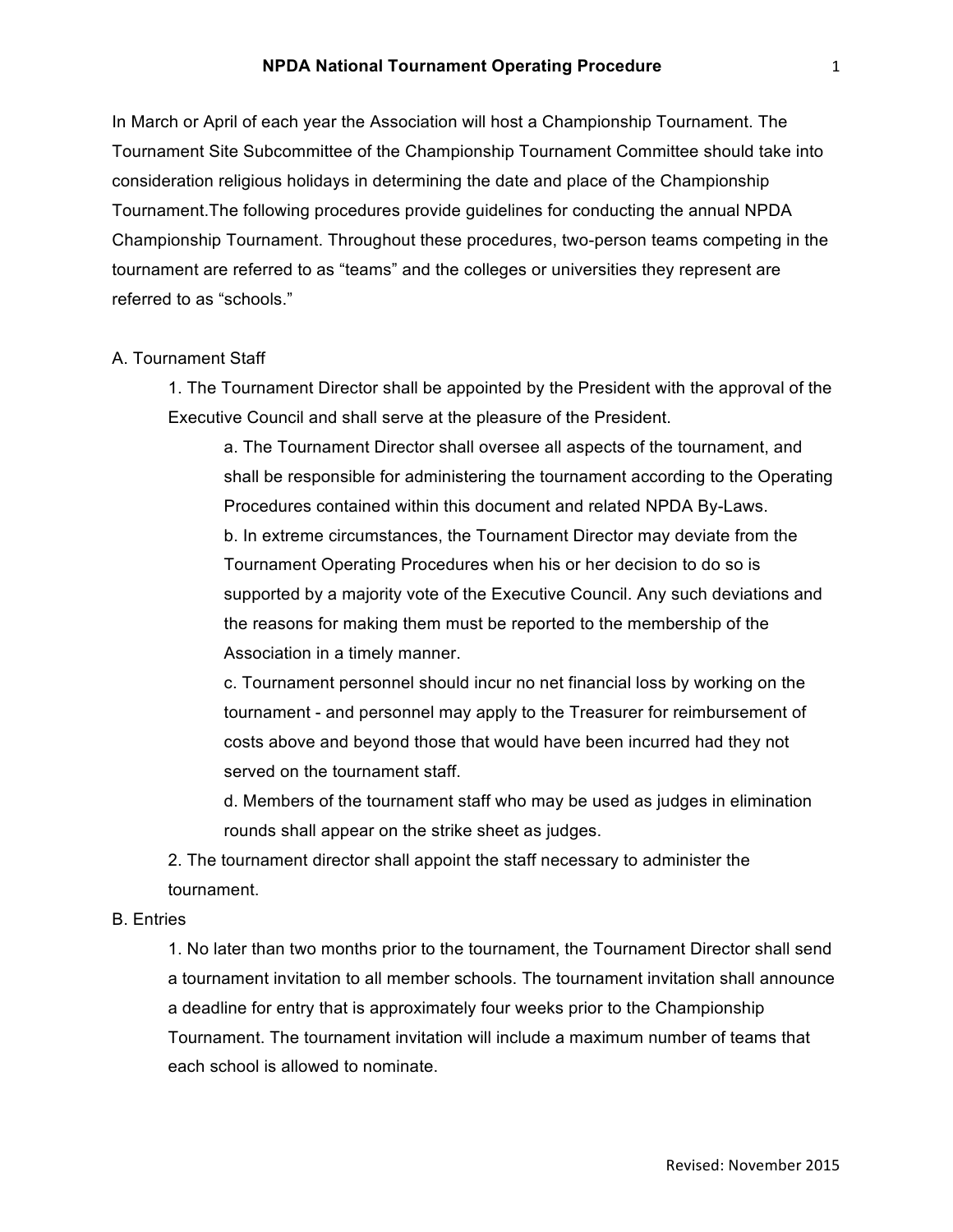# NPDA National Tournament Operating Procedure

In March or April of each year the Association will host a Championship Tournament. The Tournament Site Subcommittee of the Championship Tournament Committee should take into consideration religious holidays in determining the date and place of the Championship Tournament.The following procedures provide guidelines for conducting the annual NPDA Championship Tournament. Throughout these procedures, two-person teams competing in the tournament are referred to as "teams" and the colleges or universities they represent are referred to as "schools."

A. Tournament Staff

1. The Tournament Director shall be appointed by the President with the approval of the Executive Council and shall serve at the pleasure of the President.
   a. The Tournament Director shall oversee all aspects of the tournament, and shall be responsible for administering the tournament according to the Operating Procedures contained within this document and related NPDA By-Laws.
   b. In extreme circumstances, the Tournament Director may deviate from the Tournament Operating Procedures when his or her decision to do so is supported by a majority vote of the Executive Council. Any such deviations and the reasons for making them must be reported to the membership of the Association in a timely manner.
   c. Tournament personnel should incur no net financial loss by working on the tournament - and personnel may apply to the Treasurer for reimbursement of costs above and beyond those that would have been incurred had they not served on the tournament staff.
   d. Members of the tournament staff who may be used as judges in elimination rounds shall appear on the strike sheet as judges.
2. The tournament director shall appoint the staff necessary to administer the tournament.

B. Entries

1. No later than two months prior to the tournament, the Tournament Director shall send a tournament invitation to all member schools. The tournament invitation shall announce a deadline for entry that is approximately four weeks prior to the Championship Tournament. The tournament invitation will include a maximum number of teams that each school is allowed to nominate.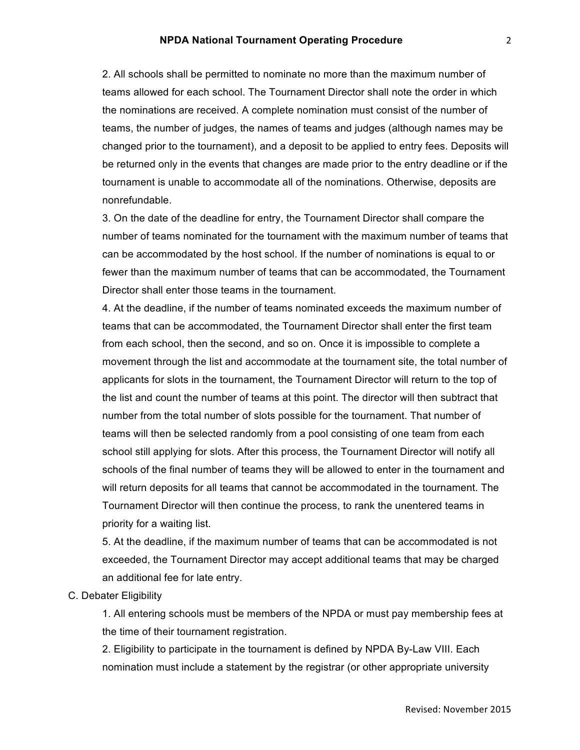2. All schools shall be permitted to nominate no more than the maximum number of teams allowed for each school. The Tournament Director shall note the order in which the nominations are received. A complete nomination must consist of the number of teams, the number of judges, the names of teams and judges (although names may be changed prior to the tournament), and a deposit to be applied to entry fees. Deposits will be returned only in the events that changes are made prior to the entry deadline or if the tournament is unable to accommodate all of the nominations. Otherwise, deposits are nonrefundable.

3. On the date of the deadline for entry, the Tournament Director shall compare the number of teams nominated for the tournament with the maximum number of teams that can be accommodated by the host school. If the number of nominations is equal to or fewer than the maximum number of teams that can be accommodated, the Tournament Director shall enter those teams in the tournament.

4. At the deadline, if the number of teams nominated exceeds the maximum number of teams that can be accommodated, the Tournament Director shall enter the first team from each school, then the second, and so on. Once it is impossible to complete a movement through the list and accommodate at the tournament site, the total number of applicants for slots in the tournament, the Tournament Director will return to the top of the list and count the number of teams at this point. The director will then subtract that number from the total number of slots possible for the tournament. That number of teams will then be selected randomly from a pool consisting of one team from each school still applying for slots. After this process, the Tournament Director will notify all schools of the final number of teams they will be allowed to enter in the tournament and will return deposits for all teams that cannot be accommodated in the tournament. The Tournament Director will then continue the process, to rank the unentered teams in priority for a waiting list.

5. At the deadline, if the maximum number of teams that can be accommodated is not exceeded, the Tournament Director may accept additional teams that may be charged an additional fee for late entry.

C. Debater Eligibility

1. All entering schools must be members of the NPDA or must pay membership fees at the time of their tournament registration.

2. Eligibility to participate in the tournament is defined by NPDA By-Law VIII. Each nomination must include a statement by the registrar (or other appropriate university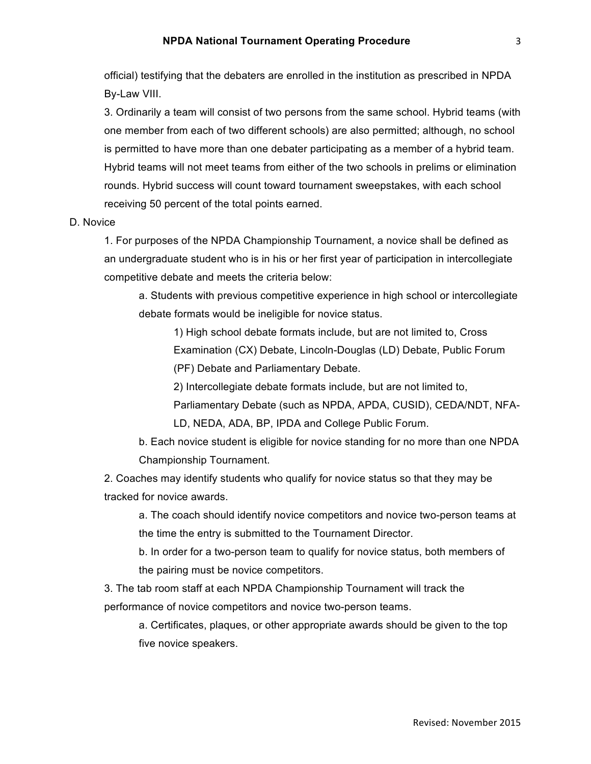official) testifying that the debaters are enrolled in the institution as prescribed in NPDA By-Law VIII.

3. Ordinarily a team will consist of two persons from the same school. Hybrid teams (with one member from each of two different schools) are also permitted; although, no school is permitted to have more than one debater participating as a member of a hybrid team. Hybrid teams will not meet teams from either of the two schools in prelims or elimination rounds. Hybrid success will count toward tournament sweepstakes, with each school receiving 50 percent of the total points earned.

D. Novice

1. For purposes of the NPDA Championship Tournament, a novice shall be defined as an undergraduate student who is in his or her first year of participation in intercollegiate competitive debate and meets the criteria below:

   a. Students with previous competitive experience in high school or intercollegiate debate formats would be ineligible for novice status.

      1) High school debate formats include, but are not limited to, Cross Examination (CX) Debate, Lincoln-Douglas (LD) Debate, Public Forum (PF) Debate and Parliamentary Debate.

      2) Intercollegiate debate formats include, but are not limited to, Parliamentary Debate (such as NPDA, APDA, CUSID), CEDA/NDT, NFA-LD, NEDA, ADA, BP, IPDA and College Public Forum.

   b. Each novice student is eligible for novice standing for no more than one NPDA Championship Tournament.

2. Coaches may identify students who qualify for novice status so that they may be tracked for novice awards.

   a. The coach should identify novice competitors and novice two-person teams at the time the entry is submitted to the Tournament Director.

   b. In order for a two-person team to qualify for novice status, both members of the pairing must be novice competitors.

3. The tab room staff at each NPDA Championship Tournament will track the performance of novice competitors and novice two-person teams.

   a. Certificates, plaques, or other appropriate awards should be given to the top five novice speakers.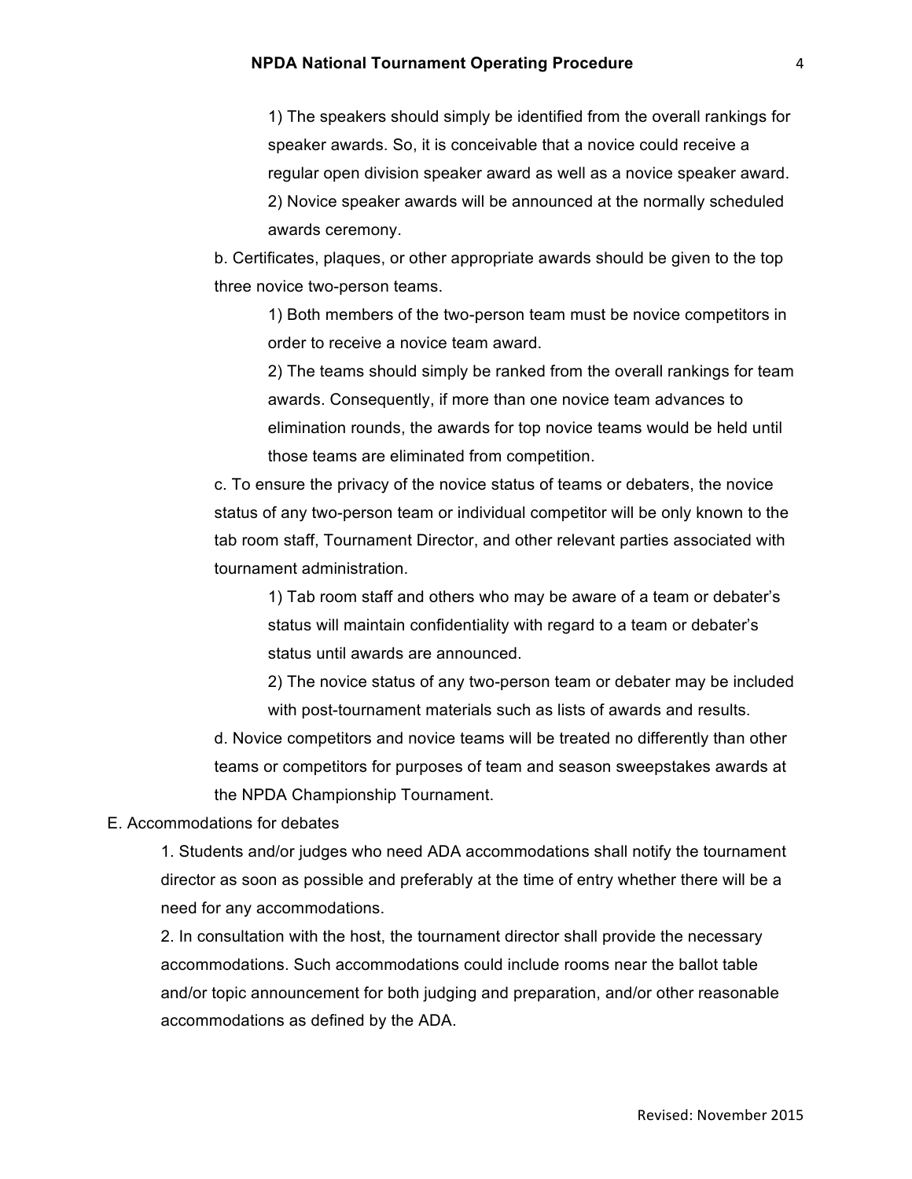1) The speakers should simply be identified from the overall rankings for speaker awards. So, it is conceivable that a novice could receive a regular open division speaker award as well as a novice speaker award.

2) Novice speaker awards will be announced at the normally scheduled awards ceremony.

b. Certificates, plaques, or other appropriate awards should be given to the top three novice two-person teams.

1) Both members of the two-person team must be novice competitors in order to receive a novice team award.

2) The teams should simply be ranked from the overall rankings for team awards. Consequently, if more than one novice team advances to elimination rounds, the awards for top novice teams would be held until those teams are eliminated from competition.

c. To ensure the privacy of the novice status of teams or debaters, the novice status of any two-person team or individual competitor will be only known to the tab room staff, Tournament Director, and other relevant parties associated with tournament administration.

1) Tab room staff and others who may be aware of a team or debater's status will maintain confidentiality with regard to a team or debater's status until awards are announced.

2) The novice status of any two-person team or debater may be included with post-tournament materials such as lists of awards and results.

d. Novice competitors and novice teams will be treated no differently than other teams or competitors for purposes of team and season sweepstakes awards at the NPDA Championship Tournament.

E. Accommodations for debates

1. Students and/or judges who need ADA accommodations shall notify the tournament director as soon as possible and preferably at the time of entry whether there will be a need for any accommodations.

2. In consultation with the host, the tournament director shall provide the necessary accommodations. Such accommodations could include rooms near the ballot table and/or topic announcement for both judging and preparation, and/or other reasonable accommodations as defined by the ADA.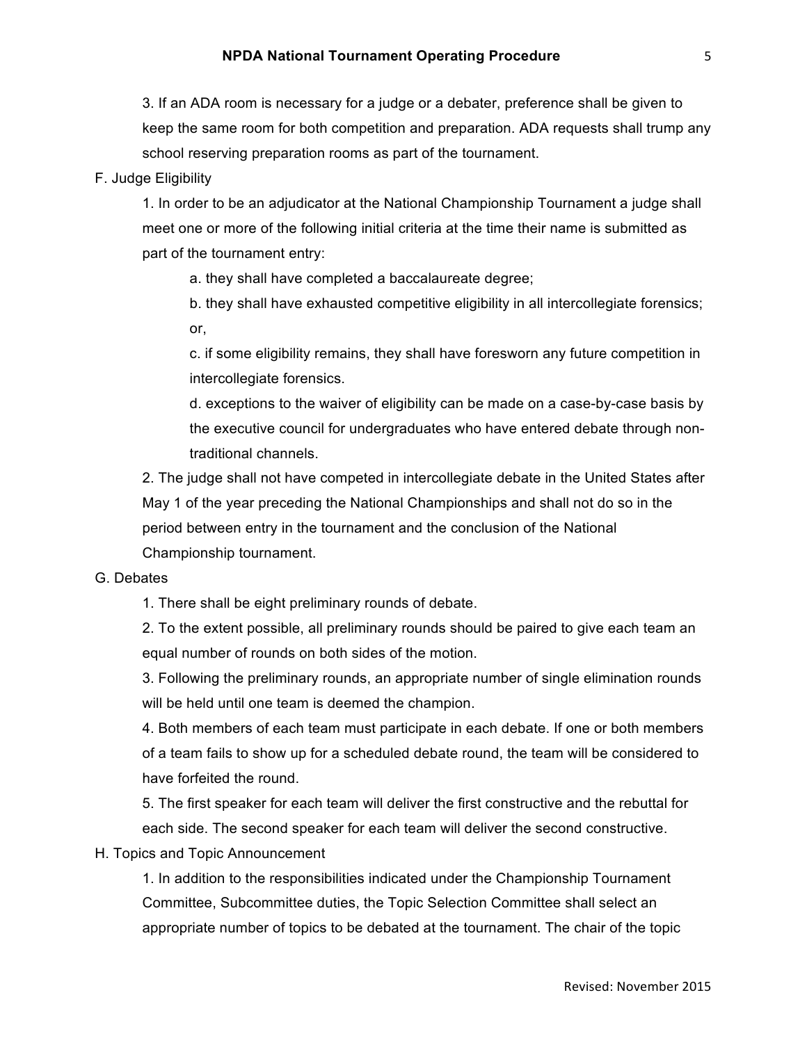3. If an ADA room is necessary for a judge or a debater, preference shall be given to keep the same room for both competition and preparation. ADA requests shall trump any school reserving preparation rooms as part of the tournament.

F. Judge Eligibility

1. In order to be an adjudicator at the National Championship Tournament a judge shall meet one or more of the following initial criteria at the time their name is submitted as part of the tournament entry:

    a. they shall have completed a baccalaureate degree;

    b. they shall have exhausted competitive eligibility in all intercollegiate forensics; or,

    c. if some eligibility remains, they shall have foresworn any future competition in intercollegiate forensics.

    d. exceptions to the waiver of eligibility can be made on a case-by-case basis by the executive council for undergraduates who have entered debate through non-traditional channels.

2. The judge shall not have competed in intercollegiate debate in the United States after May 1 of the year preceding the National Championships and shall not do so in the period between entry in the tournament and the conclusion of the National Championship tournament.

G. Debates

1. There shall be eight preliminary rounds of debate.

2. To the extent possible, all preliminary rounds should be paired to give each team an equal number of rounds on both sides of the motion.

3. Following the preliminary rounds, an appropriate number of single elimination rounds will be held until one team is deemed the champion.

4. Both members of each team must participate in each debate. If one or both members of a team fails to show up for a scheduled debate round, the team will be considered to have forfeited the round.

5. The first speaker for each team will deliver the first constructive and the rebuttal for each side. The second speaker for each team will deliver the second constructive.

H. Topics and Topic Announcement

1. In addition to the responsibilities indicated under the Championship Tournament Committee, Subcommittee duties, the Topic Selection Committee shall select an appropriate number of topics to be debated at the tournament. The chair of the topic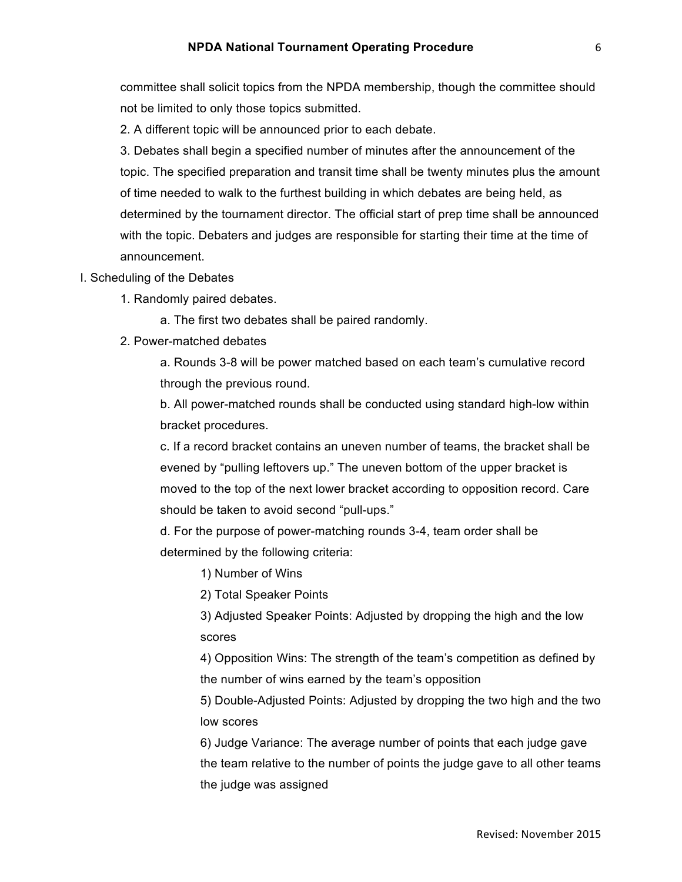committee shall solicit topics from the NPDA membership, though the committee should not be limited to only those topics submitted.

2. A different topic will be announced prior to each debate.

3. Debates shall begin a specified number of minutes after the announcement of the topic. The specified preparation and transit time shall be twenty minutes plus the amount of time needed to walk to the furthest building in which debates are being held, as determined by the tournament director. The official start of prep time shall be announced with the topic. Debaters and judges are responsible for starting their time at the time of announcement.

I. Scheduling of the Debates

1. Randomly paired debates.
   - a. The first two debates shall be paired randomly.
2. Power-matched debates
   - a. Rounds 3-8 will be power matched based on each team's cumulative record through the previous round.
   - b. All power-matched rounds shall be conducted using standard high-low within bracket procedures.
   - c. If a record bracket contains an uneven number of teams, the bracket shall be evened by "pulling leftovers up." The uneven bottom of the upper bracket is moved to the top of the next lower bracket according to opposition record. Care should be taken to avoid second "pull-ups."
   - d. For the purpose of power-matching rounds 3-4, team order shall be determined by the following criteria:
     1) Number of Wins
     2) Total Speaker Points
     3) Adjusted Speaker Points: Adjusted by dropping the high and the low scores
     4) Opposition Wins: The strength of the team's competition as defined by the number of wins earned by the team's opposition
     5) Double-Adjusted Points: Adjusted by dropping the two high and the two low scores
     6) Judge Variance: The average number of points that each judge gave the team relative to the number of points the judge gave to all other teams the judge was assigned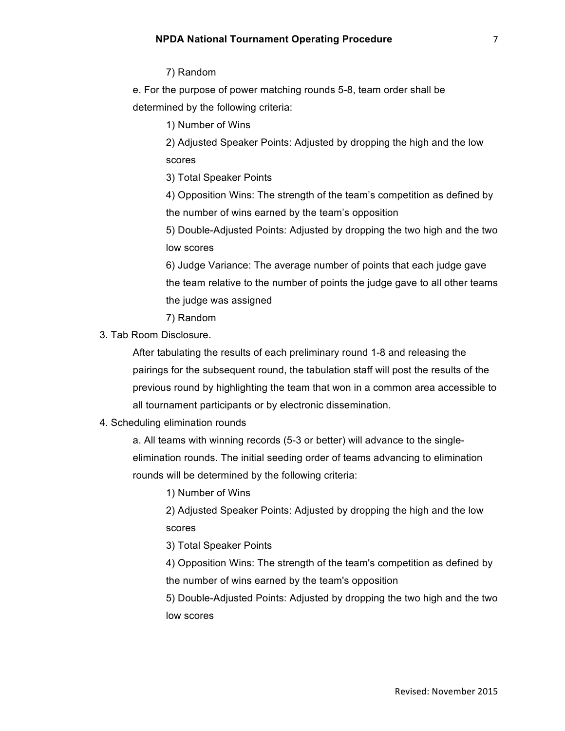7) Random

e. For the purpose of power matching rounds 5-8, team order shall be determined by the following criteria:

1) Number of Wins

2) Adjusted Speaker Points: Adjusted by dropping the high and the low scores

3) Total Speaker Points

4) Opposition Wins: The strength of the team's competition as defined by the number of wins earned by the team's opposition

5) Double-Adjusted Points: Adjusted by dropping the two high and the two low scores

6) Judge Variance: The average number of points that each judge gave the team relative to the number of points the judge gave to all other teams the judge was assigned

7) Random

3. Tab Room Disclosure.

After tabulating the results of each preliminary round 1-8 and releasing the pairings for the subsequent round, the tabulation staff will post the results of the previous round by highlighting the team that won in a common area accessible to all tournament participants or by electronic dissemination.

4. Scheduling elimination rounds

a. All teams with winning records (5-3 or better) will advance to the single-elimination rounds. The initial seeding order of teams advancing to elimination rounds will be determined by the following criteria:

1) Number of Wins

2) Adjusted Speaker Points: Adjusted by dropping the high and the low scores

3) Total Speaker Points

4) Opposition Wins: The strength of the team's competition as defined by the number of wins earned by the team's opposition

5) Double-Adjusted Points: Adjusted by dropping the two high and the two low scores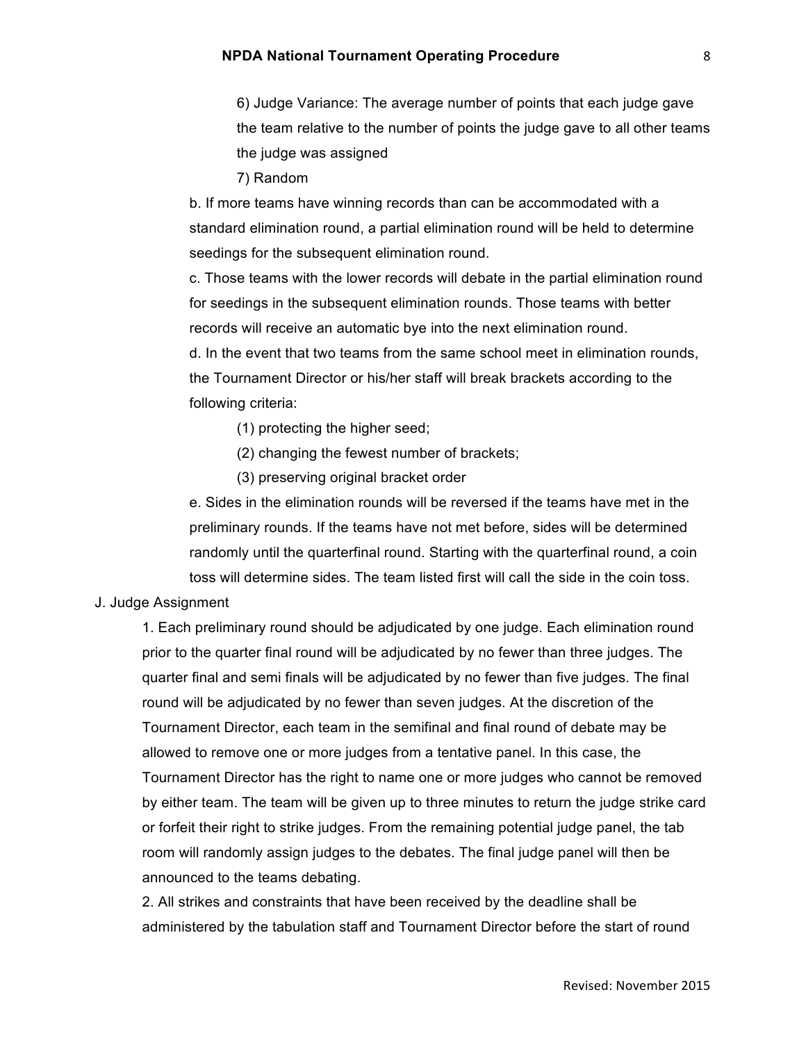6) Judge Variance: The average number of points that each judge gave the team relative to the number of points the judge gave to all other teams the judge was assigned

7) Random

b. If more teams have winning records than can be accommodated with a standard elimination round, a partial elimination round will be held to determine seedings for the subsequent elimination round.

c. Those teams with the lower records will debate in the partial elimination round for seedings in the subsequent elimination rounds. Those teams with better records will receive an automatic bye into the next elimination round.

d. In the event that two teams from the same school meet in elimination rounds, the Tournament Director or his/her staff will break brackets according to the following criteria:

(1) protecting the higher seed;

(2) changing the fewest number of brackets;

(3) preserving original bracket order

e. Sides in the elimination rounds will be reversed if the teams have met in the preliminary rounds. If the teams have not met before, sides will be determined randomly until the quarterfinal round. Starting with the quarterfinal round, a coin toss will determine sides. The team listed first will call the side in the coin toss.

J. Judge Assignment

1. Each preliminary round should be adjudicated by one judge. Each elimination round prior to the quarter final round will be adjudicated by no fewer than three judges. The quarter final and semi finals will be adjudicated by no fewer than five judges. The final round will be adjudicated by no fewer than seven judges. At the discretion of the Tournament Director, each team in the semifinal and final round of debate may be allowed to remove one or more judges from a tentative panel. In this case, the Tournament Director has the right to name one or more judges who cannot be removed by either team. The team will be given up to three minutes to return the judge strike card or forfeit their right to strike judges. From the remaining potential judge panel, the tab room will randomly assign judges to the debates. The final judge panel will then be announced to the teams debating.

2. All strikes and constraints that have been received by the deadline shall be administered by the tabulation staff and Tournament Director before the start of round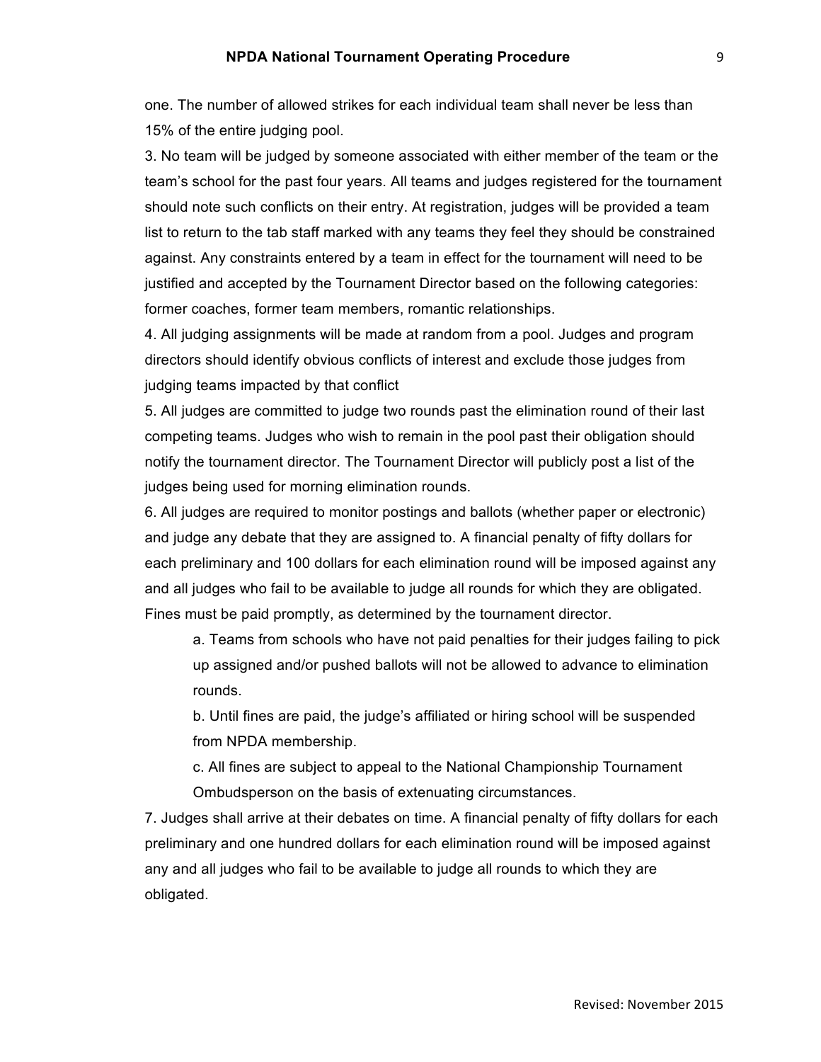one. The number of allowed strikes for each individual team shall never be less than 15% of the entire judging pool.

3. No team will be judged by someone associated with either member of the team or the team's school for the past four years. All teams and judges registered for the tournament should note such conflicts on their entry. At registration, judges will be provided a team list to return to the tab staff marked with any teams they feel they should be constrained against. Any constraints entered by a team in effect for the tournament will need to be justified and accepted by the Tournament Director based on the following categories: former coaches, former team members, romantic relationships.

4. All judging assignments will be made at random from a pool. Judges and program directors should identify obvious conflicts of interest and exclude those judges from judging teams impacted by that conflict

5. All judges are committed to judge two rounds past the elimination round of their last competing teams. Judges who wish to remain in the pool past their obligation should notify the tournament director. The Tournament Director will publicly post a list of the judges being used for morning elimination rounds.

6. All judges are required to monitor postings and ballots (whether paper or electronic) and judge any debate that they are assigned to. A financial penalty of fifty dollars for each preliminary and 100 dollars for each elimination round will be imposed against any and all judges who fail to be available to judge all rounds for which they are obligated. Fines must be paid promptly, as determined by the tournament director.

   a. Teams from schools who have not paid penalties for their judges failing to pick up assigned and/or pushed ballots will not be allowed to advance to elimination rounds.

   b. Until fines are paid, the judge's affiliated or hiring school will be suspended from NPDA membership.

   c. All fines are subject to appeal to the National Championship Tournament Ombudsperson on the basis of extenuating circumstances.

7. Judges shall arrive at their debates on time. A financial penalty of fifty dollars for each preliminary and one hundred dollars for each elimination round will be imposed against any and all judges who fail to be available to judge all rounds to which they are obligated.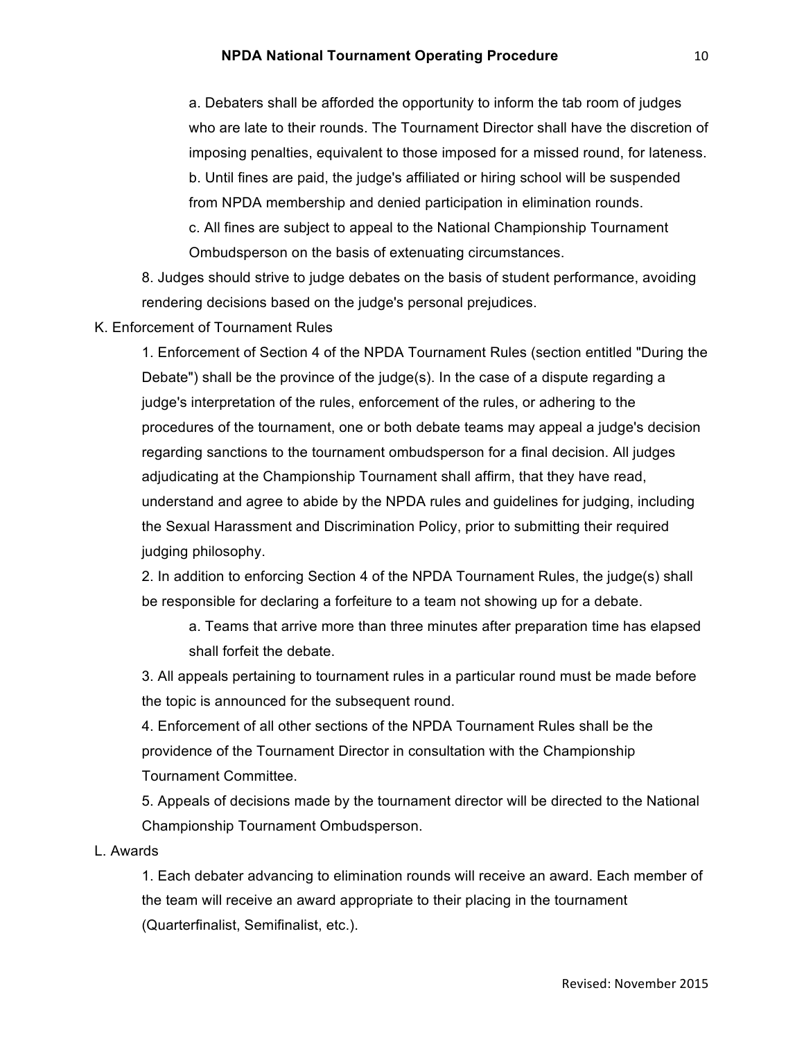a. Debaters shall be afforded the opportunity to inform the tab room of judges who are late to their rounds. The Tournament Director shall have the discretion of imposing penalties, equivalent to those imposed for a missed round, for lateness.

b. Until fines are paid, the judge's affiliated or hiring school will be suspended from NPDA membership and denied participation in elimination rounds.

c. All fines are subject to appeal to the National Championship Tournament Ombudsperson on the basis of extenuating circumstances.

8. Judges should strive to judge debates on the basis of student performance, avoiding rendering decisions based on the judge's personal prejudices.

K. Enforcement of Tournament Rules

1. Enforcement of Section 4 of the NPDA Tournament Rules (section entitled "During the Debate") shall be the province of the judge(s). In the case of a dispute regarding a judge's interpretation of the rules, enforcement of the rules, or adhering to the procedures of the tournament, one or both debate teams may appeal a judge's decision regarding sanctions to the tournament ombudsperson for a final decision. All judges adjudicating at the Championship Tournament shall affirm, that they have read, understand and agree to abide by the NPDA rules and guidelines for judging, including the Sexual Harassment and Discrimination Policy, prior to submitting their required judging philosophy.

2. In addition to enforcing Section 4 of the NPDA Tournament Rules, the judge(s) shall be responsible for declaring a forfeiture to a team not showing up for a debate.

a. Teams that arrive more than three minutes after preparation time has elapsed shall forfeit the debate.

3. All appeals pertaining to tournament rules in a particular round must be made before the topic is announced for the subsequent round.

4. Enforcement of all other sections of the NPDA Tournament Rules shall be the providence of the Tournament Director in consultation with the Championship Tournament Committee.

5. Appeals of decisions made by the tournament director will be directed to the National Championship Tournament Ombudsperson.

L. Awards

1. Each debater advancing to elimination rounds will receive an award. Each member of the team will receive an award appropriate to their placing in the tournament (Quarterfinalist, Semifinalist, etc.).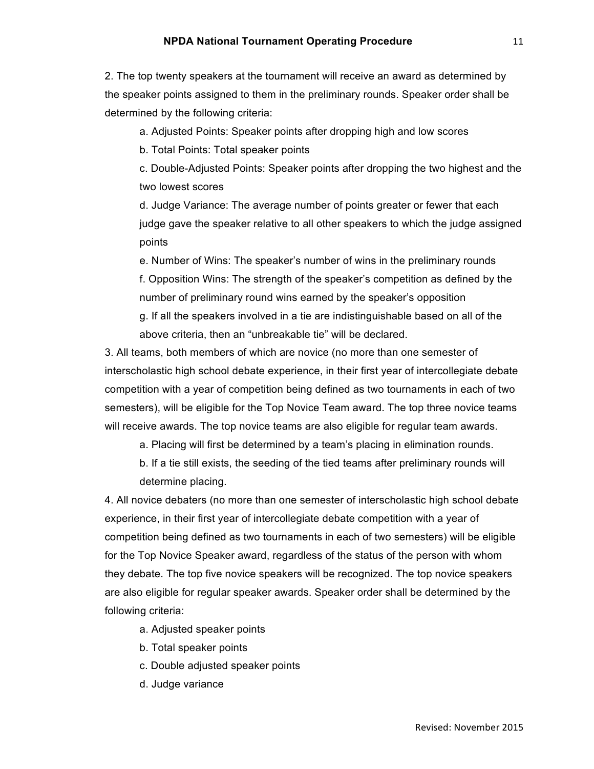2. The top twenty speakers at the tournament will receive an award as determined by the speaker points assigned to them in the preliminary rounds. Speaker order shall be determined by the following criteria:

   a. Adjusted Points: Speaker points after dropping high and low scores

   b. Total Points: Total speaker points

   c. Double-Adjusted Points: Speaker points after dropping the two highest and the two lowest scores

   d. Judge Variance: The average number of points greater or fewer that each judge gave the speaker relative to all other speakers to which the judge assigned points

   e. Number of Wins: The speaker's number of wins in the preliminary rounds

   f. Opposition Wins: The strength of the speaker's competition as defined by the number of preliminary round wins earned by the speaker's opposition

   g. If all the speakers involved in a tie are indistinguishable based on all of the above criteria, then an "unbreakable tie" will be declared.

3. All teams, both members of which are novice (no more than one semester of interscholastic high school debate experience, in their first year of intercollegiate debate competition with a year of competition being defined as two tournaments in each of two semesters), will be eligible for the Top Novice Team award. The top three novice teams will receive awards. The top novice teams are also eligible for regular team awards.

   a. Placing will first be determined by a team's placing in elimination rounds.

   b. If a tie still exists, the seeding of the tied teams after preliminary rounds will determine placing.

4. All novice debaters (no more than one semester of interscholastic high school debate experience, in their first year of intercollegiate debate competition with a year of competition being defined as two tournaments in each of two semesters) will be eligible for the Top Novice Speaker award, regardless of the status of the person with whom they debate. The top five novice speakers will be recognized. The top novice speakers are also eligible for regular speaker awards. Speaker order shall be determined by the following criteria:

   a. Adjusted speaker points

   b. Total speaker points

   c. Double adjusted speaker points

   d. Judge variance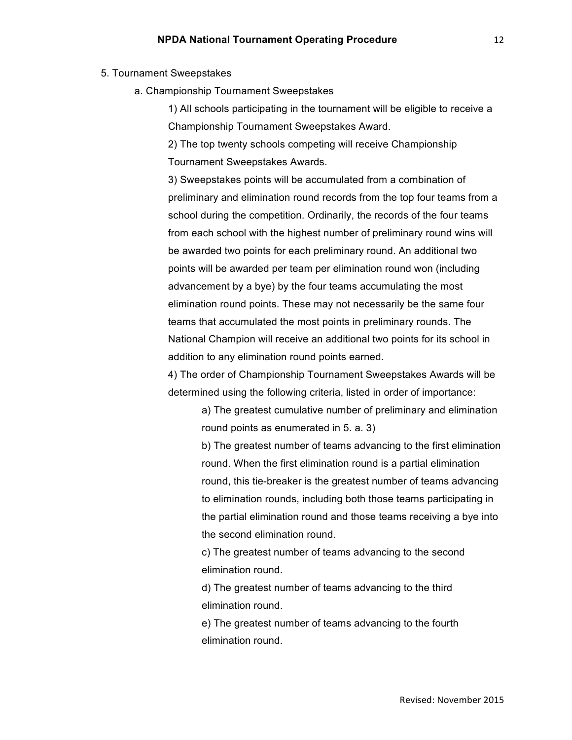5. Tournament Sweepstakes

   a. Championship Tournament Sweepstakes

      1) All schools participating in the tournament will be eligible to receive a Championship Tournament Sweepstakes Award.

      2) The top twenty schools competing will receive Championship Tournament Sweepstakes Awards.

      3) Sweepstakes points will be accumulated from a combination of preliminary and elimination round records from the top four teams from a school during the competition. Ordinarily, the records of the four teams from each school with the highest number of preliminary round wins will be awarded two points for each preliminary round. An additional two points will be awarded per team per elimination round won (including advancement by a bye) by the four teams accumulating the most elimination round points. These may not necessarily be the same four teams that accumulated the most points in preliminary rounds. The National Champion will receive an additional two points for its school in addition to any elimination round points earned.

      4) The order of Championship Tournament Sweepstakes Awards will be determined using the following criteria, listed in order of importance:

         a) The greatest cumulative number of preliminary and elimination round points as enumerated in 5. a. 3)

         b) The greatest number of teams advancing to the first elimination round. When the first elimination round is a partial elimination round, this tie-breaker is the greatest number of teams advancing to elimination rounds, including both those teams participating in the partial elimination round and those teams receiving a bye into the second elimination round.

         c) The greatest number of teams advancing to the second elimination round.

         d) The greatest number of teams advancing to the third elimination round.

         e) The greatest number of teams advancing to the fourth elimination round.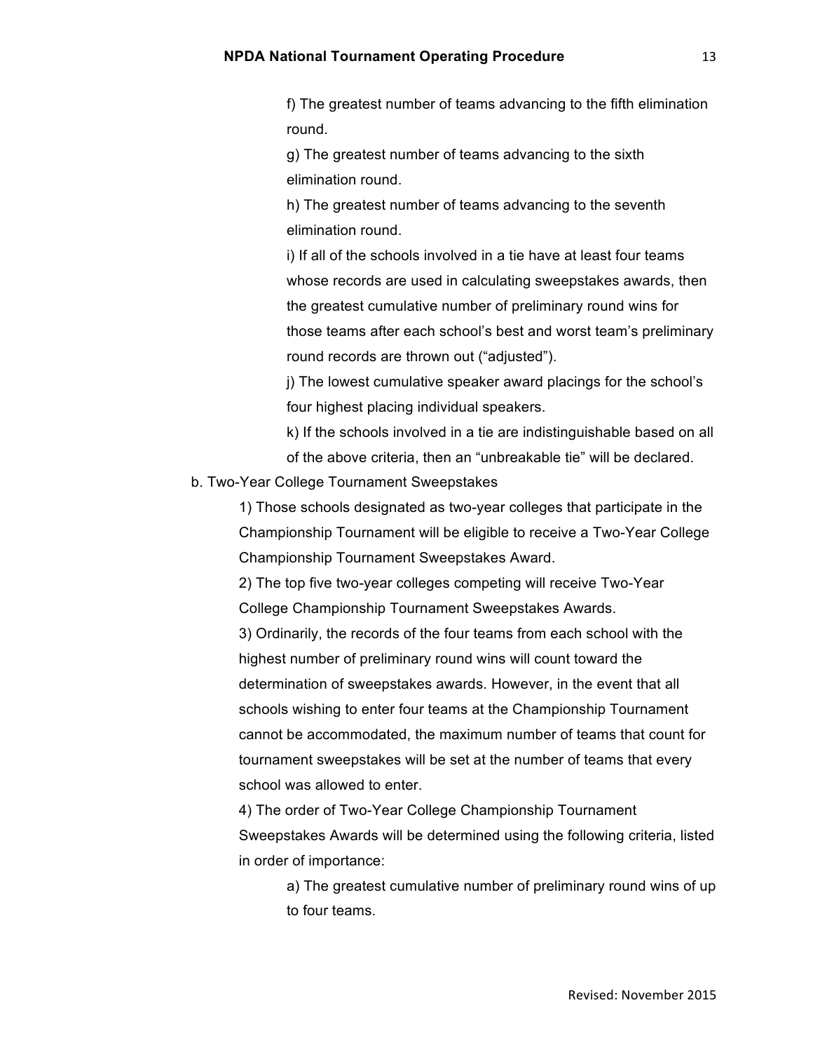f) The greatest number of teams advancing to the fifth elimination round.

g) The greatest number of teams advancing to the sixth elimination round.

h) The greatest number of teams advancing to the seventh elimination round.

i) If all of the schools involved in a tie have at least four teams whose records are used in calculating sweepstakes awards, then the greatest cumulative number of preliminary round wins for those teams after each school's best and worst team's preliminary round records are thrown out ("adjusted").

j) The lowest cumulative speaker award placings for the school's four highest placing individual speakers.

k) If the schools involved in a tie are indistinguishable based on all of the above criteria, then an "unbreakable tie" will be declared.

b. Two-Year College Tournament Sweepstakes

1) Those schools designated as two-year colleges that participate in the Championship Tournament will be eligible to receive a Two-Year College Championship Tournament Sweepstakes Award.

2) The top five two-year colleges competing will receive Two-Year College Championship Tournament Sweepstakes Awards.

3) Ordinarily, the records of the four teams from each school with the highest number of preliminary round wins will count toward the determination of sweepstakes awards. However, in the event that all schools wishing to enter four teams at the Championship Tournament cannot be accommodated, the maximum number of teams that count for tournament sweepstakes will be set at the number of teams that every school was allowed to enter.

4) The order of Two-Year College Championship Tournament Sweepstakes Awards will be determined using the following criteria, listed in order of importance:

a) The greatest cumulative number of preliminary round wins of up to four teams.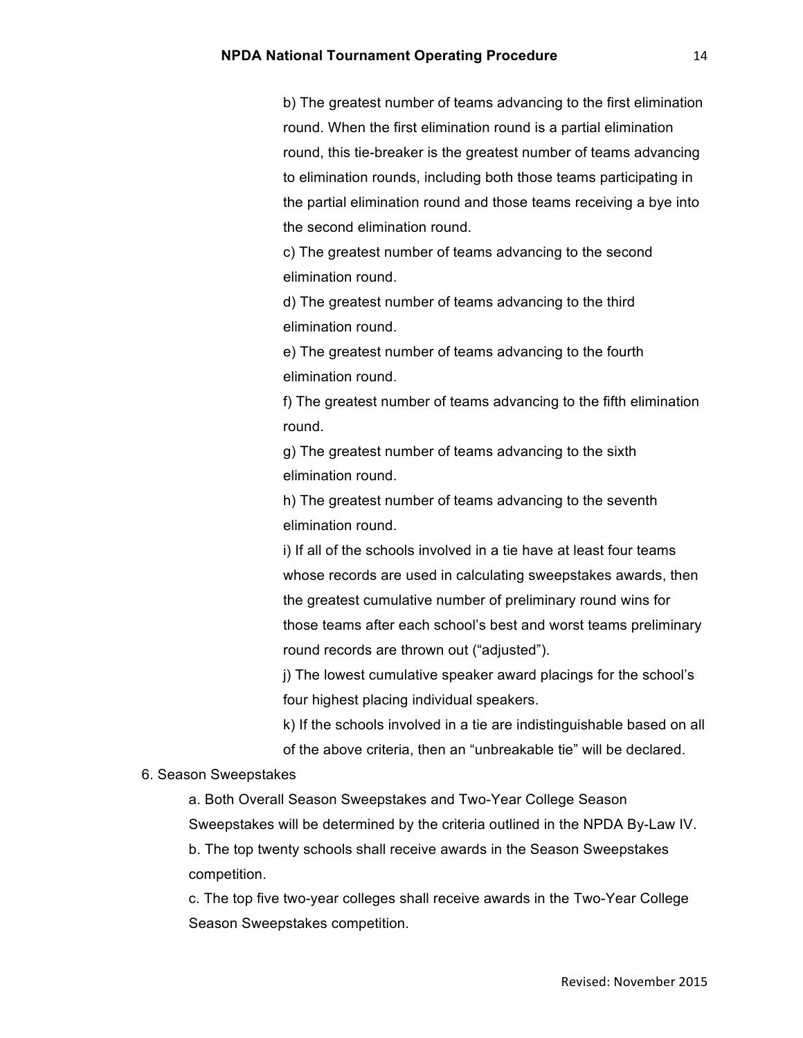b) The greatest number of teams advancing to the first elimination round. When the first elimination round is a partial elimination round, this tie-breaker is the greatest number of teams advancing to elimination rounds, including both those teams participating in the partial elimination round and those teams receiving a bye into the second elimination round.

c) The greatest number of teams advancing to the second elimination round.

d) The greatest number of teams advancing to the third elimination round.

e) The greatest number of teams advancing to the fourth elimination round.

f) The greatest number of teams advancing to the fifth elimination round.

g) The greatest number of teams advancing to the sixth elimination round.

h) The greatest number of teams advancing to the seventh elimination round.

i) If all of the schools involved in a tie have at least four teams whose records are used in calculating sweepstakes awards, then the greatest cumulative number of preliminary round wins for those teams after each school's best and worst teams preliminary round records are thrown out ("adjusted").

j) The lowest cumulative speaker award placings for the school's four highest placing individual speakers.

k) If the schools involved in a tie are indistinguishable based on all of the above criteria, then an "unbreakable tie" will be declared.

6. Season Sweepstakes

a. Both Overall Season Sweepstakes and Two-Year College Season Sweepstakes will be determined by the criteria outlined in the NPDA By-Law IV.

b. The top twenty schools shall receive awards in the Season Sweepstakes competition.

c. The top five two-year colleges shall receive awards in the Two-Year College Season Sweepstakes competition.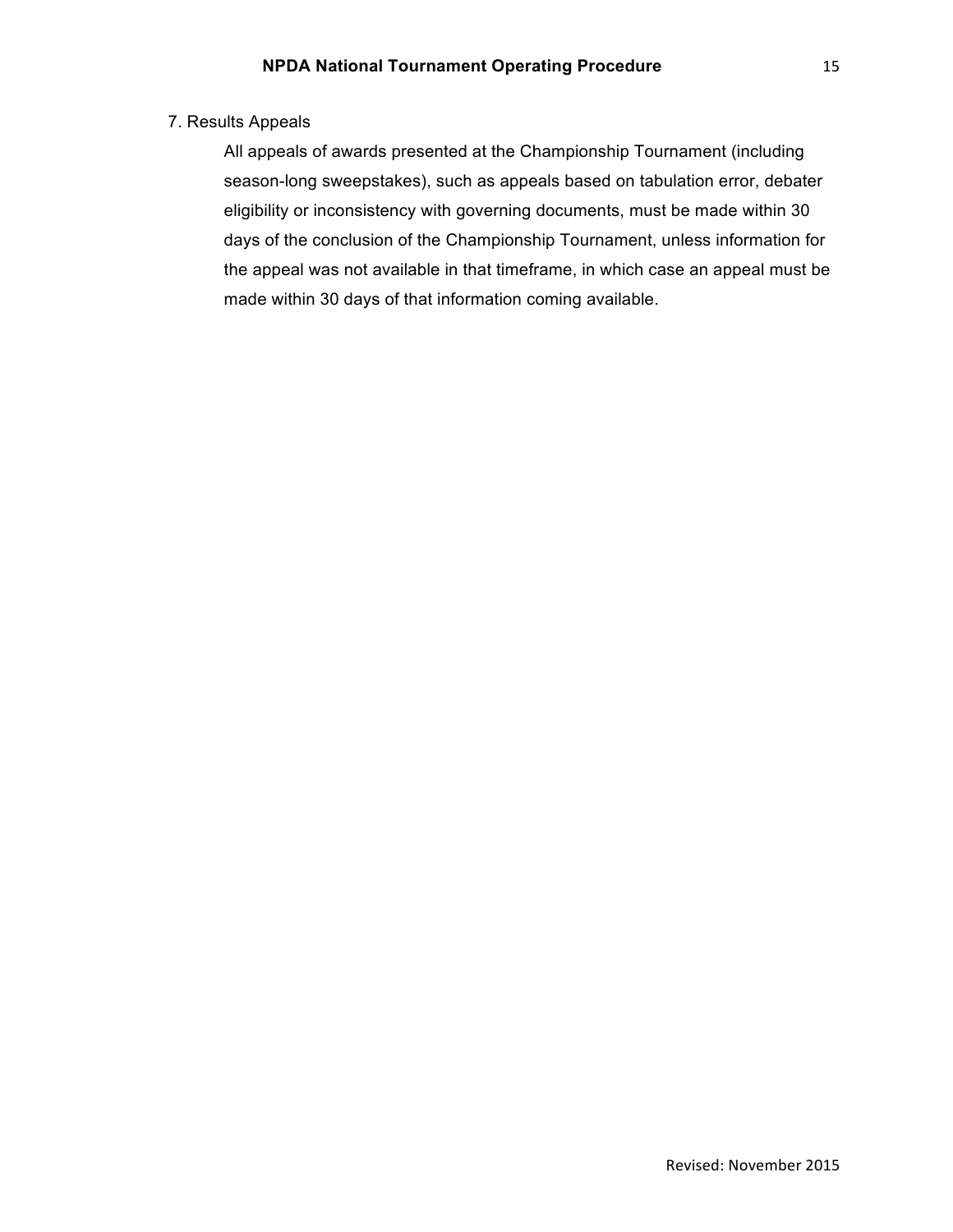7. Results Appeals

All appeals of awards presented at the Championship Tournament (including season-long sweepstakes), such as appeals based on tabulation error, debater eligibility or inconsistency with governing documents, must be made within 30 days of the conclusion of the Championship Tournament, unless information for the appeal was not available in that timeframe, in which case an appeal must be made within 30 days of that information coming available.